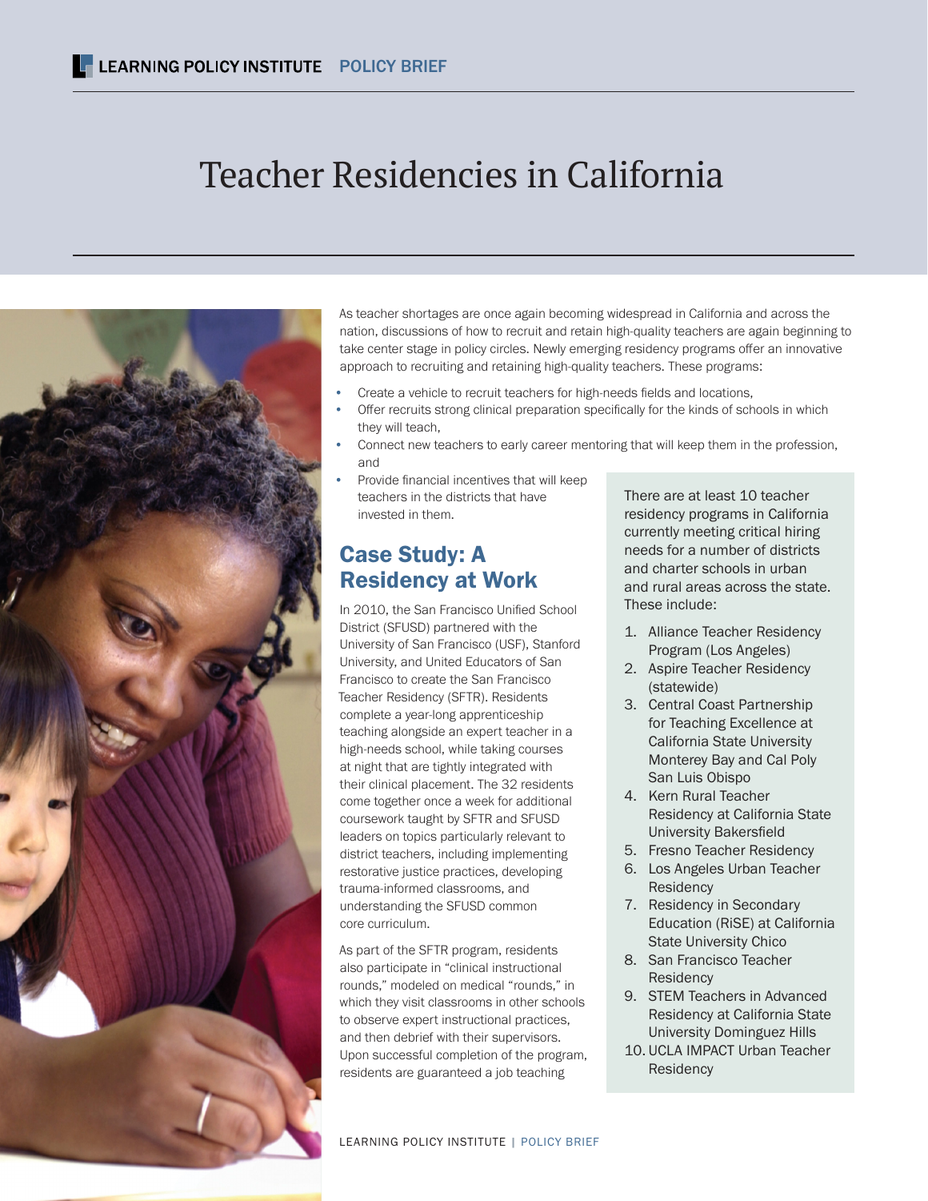# Teacher Residencies in California

As teacher shortages are once again becoming widespread in California and across the nation, discussions of how to recruit and retain high-quality teachers are again beginning to take center stage in policy circles. Newly emerging residency programs offer an innovative approach to recruiting and retaining high-quality teachers. These programs:

- Create a vehicle to recruit teachers for high-needs fields and locations,
- Offer recruits strong clinical preparation specifically for the kinds of schools in which they will teach,
- Connect new teachers to early career mentoring that will keep them in the profession, and
- Provide financial incentives that will keep teachers in the districts that have invested in them.

## Case Study: A Residency at Work

In 2010, the San Francisco Unified School District (SFUSD) partnered with the University of San Francisco (USF), Stanford University, and United Educators of San Francisco to create the San Francisco Teacher Residency (SFTR). Residents complete a year-long apprenticeship teaching alongside an expert teacher in a high-needs school, while taking courses at night that are tightly integrated with their clinical placement. The 32 residents come together once a week for additional coursework taught by SFTR and SFUSD leaders on topics particularly relevant to district teachers, including implementing restorative justice practices, developing trauma-informed classrooms, and understanding the SFUSD common core curriculum.

As part of the SFTR program, residents also participate in "clinical instructional rounds," modeled on medical "rounds," in which they visit classrooms in other schools to observe expert instructional practices, and then debrief with their supervisors. Upon successful completion of the program, residents are guaranteed a job teaching

There are at least 10 teacher residency programs in California currently meeting critical hiring needs for a number of districts and charter schools in urban and rural areas across the state. These include:

1. Alliance Teacher Residency Program (Los Angeles)
2. Aspire Teacher Residency (statewide)
3. Central Coast Partnership for Teaching Excellence at California State University Monterey Bay and Cal Poly San Luis Obispo
4. Kern Rural Teacher Residency at California State University Bakersfield
5. Fresno Teacher Residency
6. Los Angeles Urban Teacher Residency
7. Residency in Secondary Education (RiSE) at California State University Chico
8. San Francisco Teacher Residency
9. STEM Teachers in Advanced Residency at California State University Dominguez Hills
10. UCLA IMPACT Urban Teacher Residency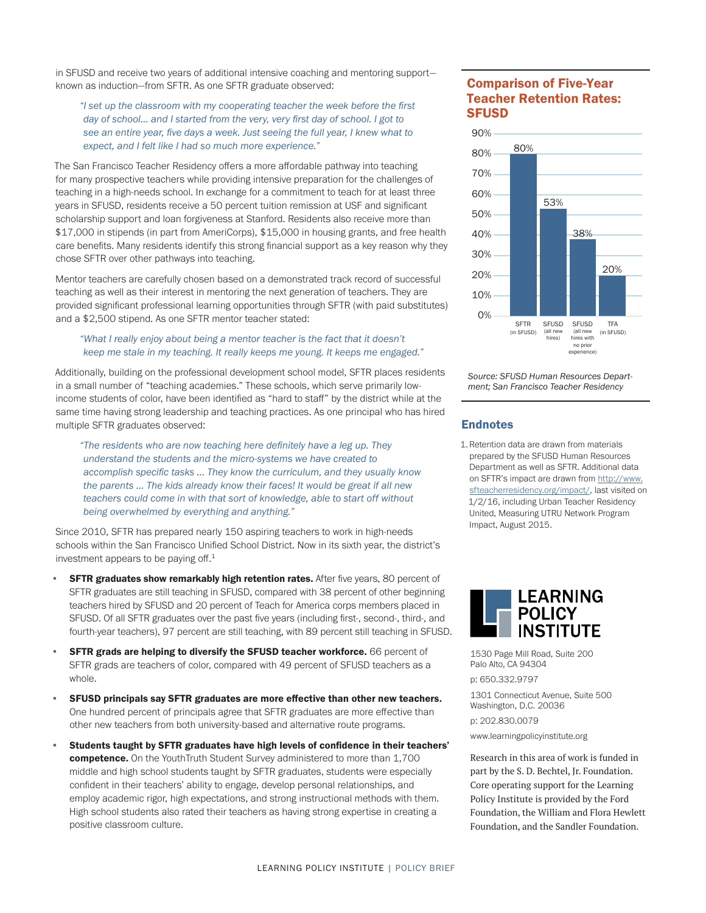in SFUSD and receive two years of additional intensive coaching and mentoring support—known as induction—from SFTR. As one SFTR graduate observed:

> *"I set up the classroom with my cooperating teacher the week before the first day of school… and I started from the very, very first day of school. I got to see an entire year, five days a week. Just seeing the full year, I knew what to expect, and I felt like I had so much more experience."*

The San Francisco Teacher Residency offers a more affordable pathway into teaching for many prospective teachers while providing intensive preparation for the challenges of teaching in a high-needs school. In exchange for a commitment to teach for at least three years in SFUSD, residents receive a 50 percent tuition remission at USF and significant scholarship support and loan forgiveness at Stanford. Residents also receive more than $17,000 in stipends (in part from AmeriCorps), $15,000 in housing grants, and free health care benefits. Many residents identify this strong financial support as a key reason why they chose SFTR over other pathways into teaching.

Mentor teachers are carefully chosen based on a demonstrated track record of successful teaching as well as their interest in mentoring the next generation of teachers. They are provided significant professional learning opportunities through SFTR (with paid substitutes) and a $2,500 stipend. As one SFTR mentor teacher stated:

> *"What I really enjoy about being a mentor teacher is the fact that it doesn't keep me stale in my teaching. It really keeps me young. It keeps me engaged."*

Additionally, building on the professional development school model, SFTR places residents in a small number of "teaching academies." These schools, which serve primarily low-income students of color, have been identified as "hard to staff" by the district while at the same time having strong leadership and teaching practices. As one principal who has hired multiple SFTR graduates observed:

> *"The residents who are now teaching here definitely have a leg up. They understand the students and the micro-systems we have created to accomplish specific tasks … They know the curriculum, and they usually know the parents … The kids already know their faces! It would be great if all new teachers could come in with that sort of knowledge, able to start off without being overwhelmed by everything and anything."*

Since 2010, SFTR has prepared nearly 150 aspiring teachers to work in high-needs schools within the San Francisco Unified School District. Now in its sixth year, the district's investment appears to be paying off.[1]

- **SFTR graduates show remarkably high retention rates.** After five years, 80 percent of SFTR graduates are still teaching in SFUSD, compared with 38 percent of other beginning teachers hired by SFUSD and 20 percent of Teach for America corps members placed in SFUSD. Of all SFTR graduates over the past five years (including first-, second-, third-, and fourth-year teachers), 97 percent are still teaching, with 89 percent still teaching in SFUSD.
- **SFTR grads are helping to diversify the SFUSD teacher workforce.** 66 percent of SFTR grads are teachers of color, compared with 49 percent of SFUSD teachers as a whole.
- **SFUSD principals say SFTR graduates are more effective than other new teachers.** One hundred percent of principals agree that SFTR graduates are more effective than other new teachers from both university-based and alternative route programs.
- **Students taught by SFTR graduates have high levels of confidence in their teachers' competence.** On the YouthTruth Student Survey administered to more than 1,700 middle and high school students taught by SFTR graduates, students were especially confident in their teachers' ability to engage, develop personal relationships, and employ academic rigor, high expectations, and strong instructional methods with them. High school students also rated their teachers as having strong expertise in creating a positive classroom culture.

## Comparison of Five-Year Teacher Retention Rates: SFUSD

90%
80%
70%
60%
50%
40%
30%
20%
10%
0%

80%
53%
38%
20%

SFTR (in SFUSD)
SFUSD (all new hires)
SFUSD (all new hires with no prior experience)
TFA (in SFUSD)

*Source: SFUSD Human Resources Department; San Francisco Teacher Residency*

## Endnotes

1. Retention data are drawn from materials prepared by the SFUSD Human Resources Department as well as SFTR. Additional data on SFTR's impact are drawn from http://www.sfteacherresidency.org/impact/, last visited on 1/2/16, including Urban Teacher Residency United, Measuring UTRU Network Program Impact, August 2015.

LEARNING POLICY INSTITUTE

1530 Page Mill Road, Suite 200
Palo Alto, CA 94304

p: 650.332.9797

1301 Connecticut Avenue, Suite 500
Washington, D.C. 20036

p: 202.830.0079

www.learningpolicyinstitute.org

Research in this area of work is funded in part by the S. D. Bechtel, Jr. Foundation. Core operating support for the Learning Policy Institute is provided by the Ford Foundation, the William and Flora Hewlett Foundation, and the Sandler Foundation.